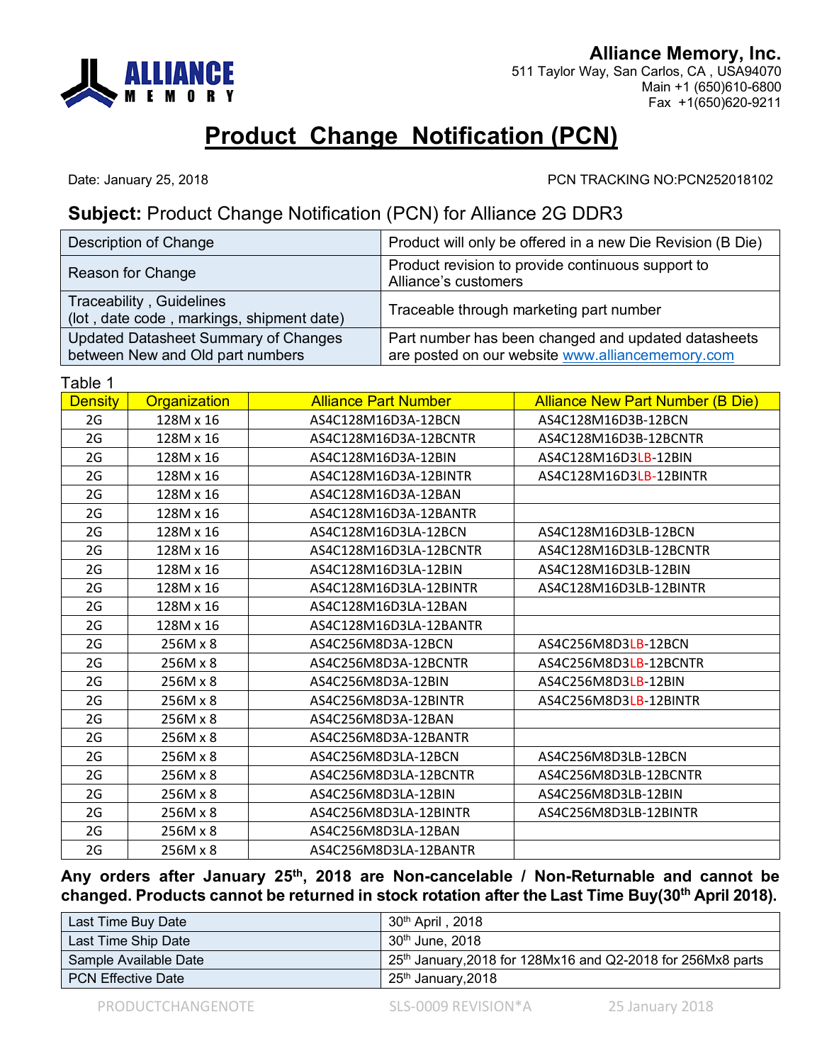**ALLIANCE MEMORY**

**Alliance Memory, Inc.**
511 Taylor Way, San Carlos, CA , USA94070
Main +1 (650)610-6800
Fax +1(650)620-9211

# Product Change Notification (PCN)

Date: January 25, 2018

PCN TRACKING NO:PCN252018102

## **Subject:** Product Change Notification (PCN) for Alliance 2G DDR3

| | |
|---|---|
| Description of Change | Product will only be offered in a new Die Revision (B Die) |
| Reason for Change | Product revision to provide continuous support to Alliance's customers |
| Traceability , Guidelines (lot , date code , markings, shipment date) | Traceable through marketing part number |
| Updated Datasheet Summary of Changes between New and Old part numbers | Part number has been changed and updated datasheets are posted on our website www.alliancememory.com |

Table 1

| Density | Organization | Alliance Part Number | Alliance New Part Number (B Die) |
|---|---|---|---|
| 2G | 128M x 16 | AS4C128M16D3A-12BCN | AS4C128M16D3B-12BCN |
| 2G | 128M x 16 | AS4C128M16D3A-12BCNTR | AS4C128M16D3B-12BCNTR |
| 2G | 128M x 16 | AS4C128M16D3A-12BIN | AS4C128M16D3LB-12BIN |
| 2G | 128M x 16 | AS4C128M16D3A-12BINTR | AS4C128M16D3LB-12BINTR |
| 2G | 128M x 16 | AS4C128M16D3A-12BAN | |
| 2G | 128M x 16 | AS4C128M16D3A-12BANTR | |
| 2G | 128M x 16 | AS4C128M16D3LA-12BCN | AS4C128M16D3LB-12BCN |
| 2G | 128M x 16 | AS4C128M16D3LA-12BCNTR | AS4C128M16D3LB-12BCNTR |
| 2G | 128M x 16 | AS4C128M16D3LA-12BIN | AS4C128M16D3LB-12BIN |
| 2G | 128M x 16 | AS4C128M16D3LA-12BINTR | AS4C128M16D3LB-12BINTR |
| 2G | 128M x 16 | AS4C128M16D3LA-12BAN | |
| 2G | 128M x 16 | AS4C128M16D3LA-12BANTR | |
| 2G | 256M x 8 | AS4C256M8D3A-12BCN | AS4C256M8D3LB-12BCN |
| 2G | 256M x 8 | AS4C256M8D3A-12BCNTR | AS4C256M8D3LB-12BCNTR |
| 2G | 256M x 8 | AS4C256M8D3A-12BIN | AS4C256M8D3LB-12BIN |
| 2G | 256M x 8 | AS4C256M8D3A-12BINTR | AS4C256M8D3LB-12BINTR |
| 2G | 256M x 8 | AS4C256M8D3A-12BAN | |
| 2G | 256M x 8 | AS4C256M8D3A-12BANTR | |
| 2G | 256M x 8 | AS4C256M8D3LA-12BCN | AS4C256M8D3LB-12BCN |
| 2G | 256M x 8 | AS4C256M8D3LA-12BCNTR | AS4C256M8D3LB-12BCNTR |
| 2G | 256M x 8 | AS4C256M8D3LA-12BIN | AS4C256M8D3LB-12BIN |
| 2G | 256M x 8 | AS4C256M8D3LA-12BINTR | AS4C256M8D3LB-12BINTR |
| 2G | 256M x 8 | AS4C256M8D3LA-12BAN | |
| 2G | 256M x 8 | AS4C256M8D3LA-12BANTR | |

**Any orders after January 25th, 2018 are Non-cancelable / Non-Returnable and cannot be changed. Products cannot be returned in stock rotation after the Last Time Buy(30th April 2018).**

| | |
|---|---|
| Last Time Buy Date | 30th April , 2018 |
| Last Time Ship Date | 30th June, 2018 |
| Sample Available Date | 25th January,2018 for 128Mx16 and Q2-2018 for 256Mx8 parts |
| PCN Effective Date | 25th January,2018 |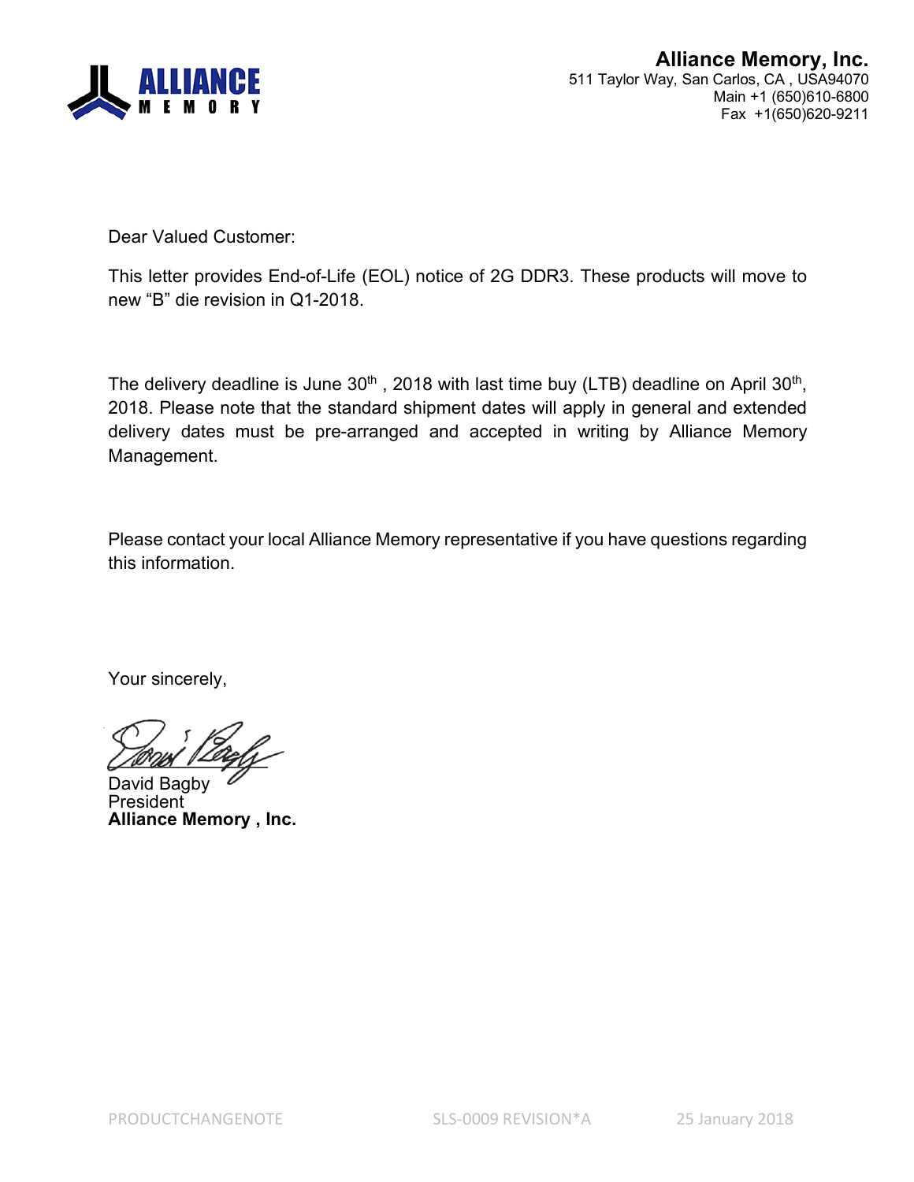**Alliance Memory, Inc.**
511 Taylor Way, San Carlos, CA , USA94070
Main +1 (650)610-6800
Fax +1(650)620-9211

Dear Valued Customer:

This letter provides End-of-Life (EOL) notice of 2G DDR3. These products will move to new "B" die revision in Q1-2018.

The delivery deadline is June 30th , 2018 with last time buy (LTB) deadline on April 30th, 2018. Please note that the standard shipment dates will apply in general and extended delivery dates must be pre-arranged and accepted in writing by Alliance Memory Management.

Please contact your local Alliance Memory representative if you have questions regarding this information.

Your sincerely,

David Bagby
President
**Alliance Memory , Inc.**

PRODUCTCHANGENOTE SLS-0009 REVISION*A 25 January 2018